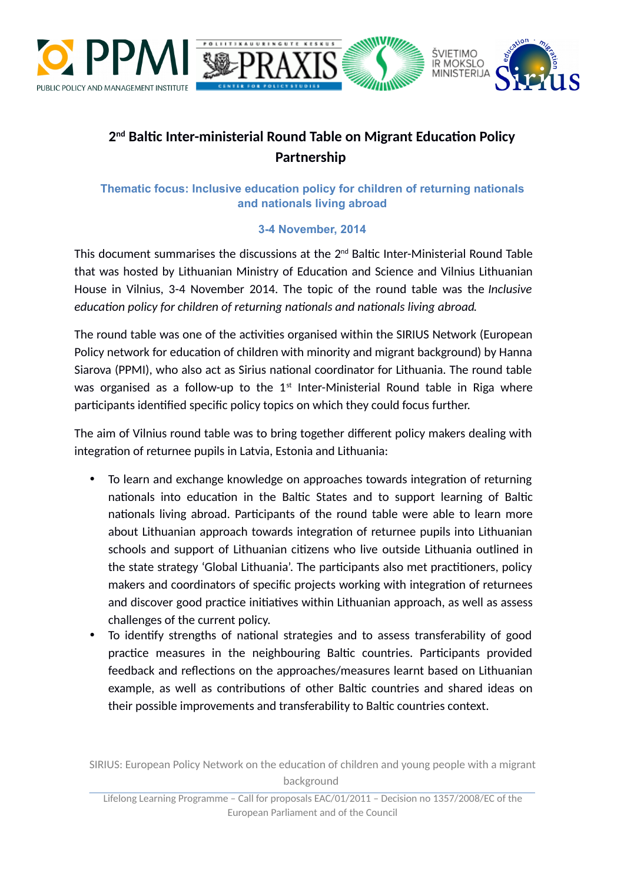# 2nd Baltic Inter-ministerial Round Table on Migrant Education Policy Partnership

### Thematic focus: Inclusive education policy for children of returning nationals and nationals living abroad

### 3-4 November, 2014

This document summarises the discussions at the 2nd Baltic Inter-Ministerial Round Table that was hosted by Lithuanian Ministry of Education and Science and Vilnius Lithuanian House in Vilnius, 3-4 November 2014. The topic of the round table was the *Inclusive education policy for children of returning nationals and nationals living abroad.*

The round table was one of the activities organised within the SIRIUS Network (European Policy network for education of children with minority and migrant background) by Hanna Siarova (PPMI), who also act as Sirius national coordinator for Lithuania. The round table was organised as a follow-up to the 1st Inter-Ministerial Round table in Riga where participants identified specific policy topics on which they could focus further.

The aim of Vilnius round table was to bring together different policy makers dealing with integration of returnee pupils in Latvia, Estonia and Lithuania:

- To learn and exchange knowledge on approaches towards integration of returning nationals into education in the Baltic States and to support learning of Baltic nationals living abroad. Participants of the round table were able to learn more about Lithuanian approach towards integration of returnee pupils into Lithuanian schools and support of Lithuanian citizens who live outside Lithuania outlined in the state strategy 'Global Lithuania'. The participants also met practitioners, policy makers and coordinators of specific projects working with integration of returnees and discover good practice initiatives within Lithuanian approach, as well as assess challenges of the current policy.
- To identify strengths of national strategies and to assess transferability of good practice measures in the neighbouring Baltic countries. Participants provided feedback and reflections on the approaches/measures learnt based on Lithuanian example, as well as contributions of other Baltic countries and shared ideas on their possible improvements and transferability to Baltic countries context.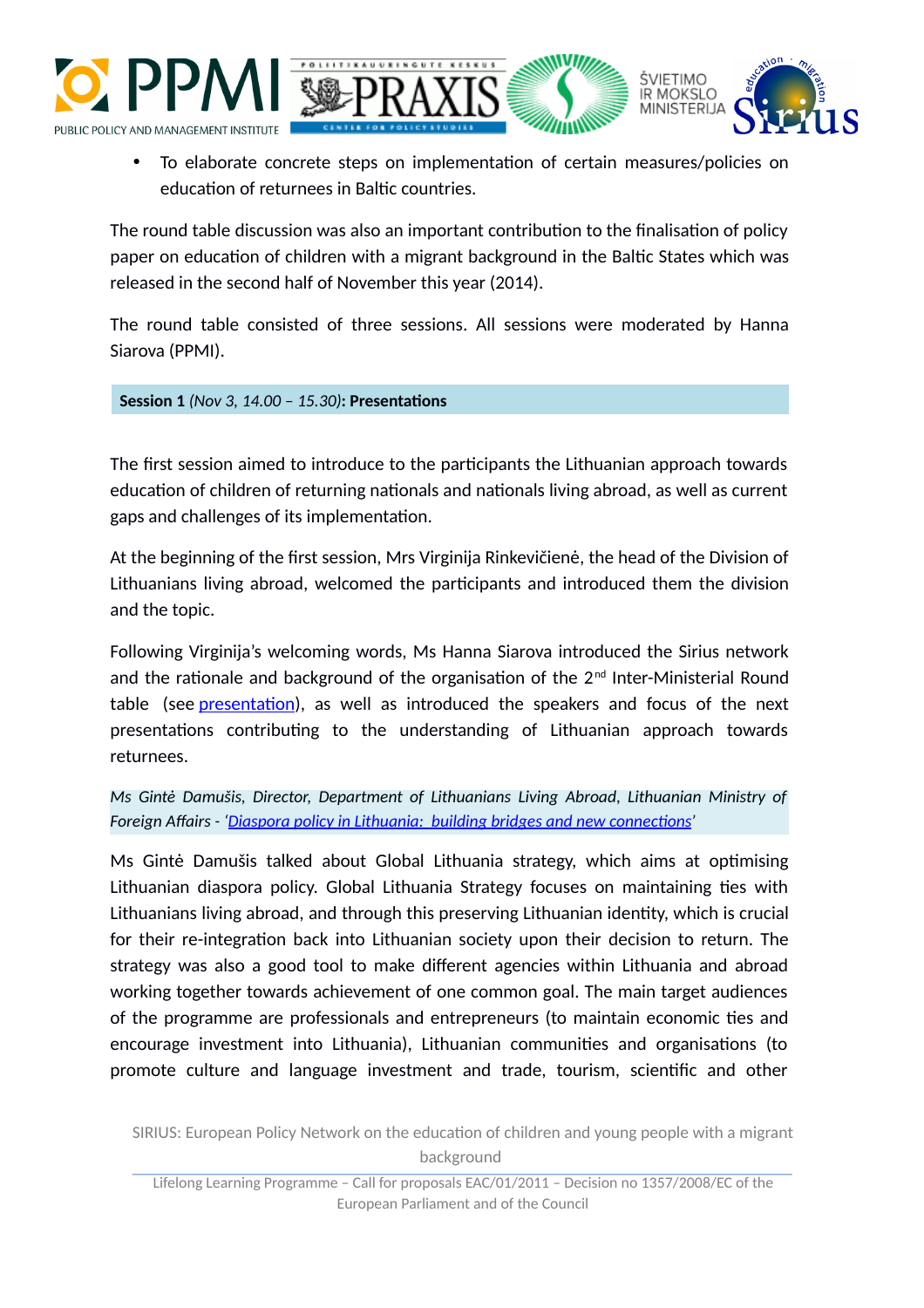- To elaborate concrete steps on implementation of certain measures/policies on education of returnees in Baltic countries.

The round table discussion was also an important contribution to the finalisation of policy paper on education of children with a migrant background in the Baltic States which was released in the second half of November this year (2014).

The round table consisted of three sessions. All sessions were moderated by Hanna Siarova (PPMI).

**Session 1** *(Nov 3, 14.00 – 15.30)*: **Presentations**

The first session aimed to introduce to the participants the Lithuanian approach towards education of children of returning nationals and nationals living abroad, as well as current gaps and challenges of its implementation.

At the beginning of the first session, Mrs Virginija Rinkevičienė, the head of the Division of Lithuanians living abroad, welcomed the participants and introduced them the division and the topic.

Following Virginija's welcoming words, Ms Hanna Siarova introduced the Sirius network and the rationale and background of the organisation of the 2nd Inter-Ministerial Round table (see presentation), as well as introduced the speakers and focus of the next presentations contributing to the understanding of Lithuanian approach towards returnees.

*Ms Gintė Damušis, Director, Department of Lithuanians Living Abroad, Lithuanian Ministry of Foreign Affairs - 'Diaspora policy in Lithuania: building bridges and new connections'*

Ms Gintė Damušis talked about Global Lithuania strategy, which aims at optimising Lithuanian diaspora policy. Global Lithuania Strategy focuses on maintaining ties with Lithuanians living abroad, and through this preserving Lithuanian identity, which is crucial for their re-integration back into Lithuanian society upon their decision to return. The strategy was also a good tool to make different agencies within Lithuania and abroad working together towards achievement of one common goal. The main target audiences of the programme are professionals and entrepreneurs (to maintain economic ties and encourage investment into Lithuania), Lithuanian communities and organisations (to promote culture and language investment and trade, tourism, scientific and other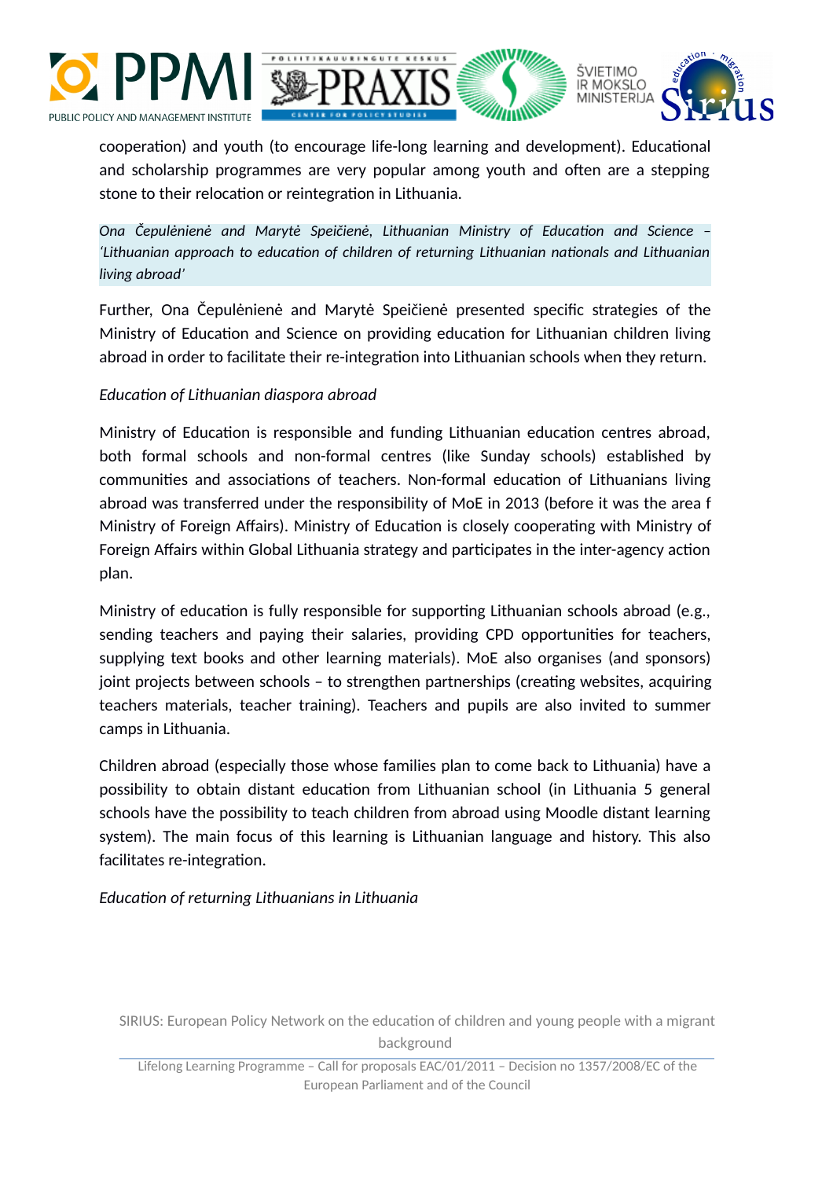cooperation) and youth (to encourage life-long learning and development). Educational and scholarship programmes are very popular among youth and often are a stepping stone to their relocation or reintegration in Lithuania.

*Ona Čepulėnienė and Marytė Speičienė, Lithuanian Ministry of Education and Science – 'Lithuanian approach to education of children of returning Lithuanian nationals and Lithuanian living abroad'*

Further, Ona Čepulėnienė and Marytė Speičienė presented specific strategies of the Ministry of Education and Science on providing education for Lithuanian children living abroad in order to facilitate their re-integration into Lithuanian schools when they return.

*Education of Lithuanian diaspora abroad*

Ministry of Education is responsible and funding Lithuanian education centres abroad, both formal schools and non-formal centres (like Sunday schools) established by communities and associations of teachers. Non-formal education of Lithuanians living abroad was transferred under the responsibility of MoE in 2013 (before it was the area f Ministry of Foreign Affairs). Ministry of Education is closely cooperating with Ministry of Foreign Affairs within Global Lithuania strategy and participates in the inter-agency action plan.

Ministry of education is fully responsible for supporting Lithuanian schools abroad (e.g., sending teachers and paying their salaries, providing CPD opportunities for teachers, supplying text books and other learning materials). MoE also organises (and sponsors) joint projects between schools – to strengthen partnerships (creating websites, acquiring teachers materials, teacher training). Teachers and pupils are also invited to summer camps in Lithuania.

Children abroad (especially those whose families plan to come back to Lithuania) have a possibility to obtain distant education from Lithuanian school (in Lithuania 5 general schools have the possibility to teach children from abroad using Moodle distant learning system). The main focus of this learning is Lithuanian language and history. This also facilitates re-integration.

*Education of returning Lithuanians in Lithuania*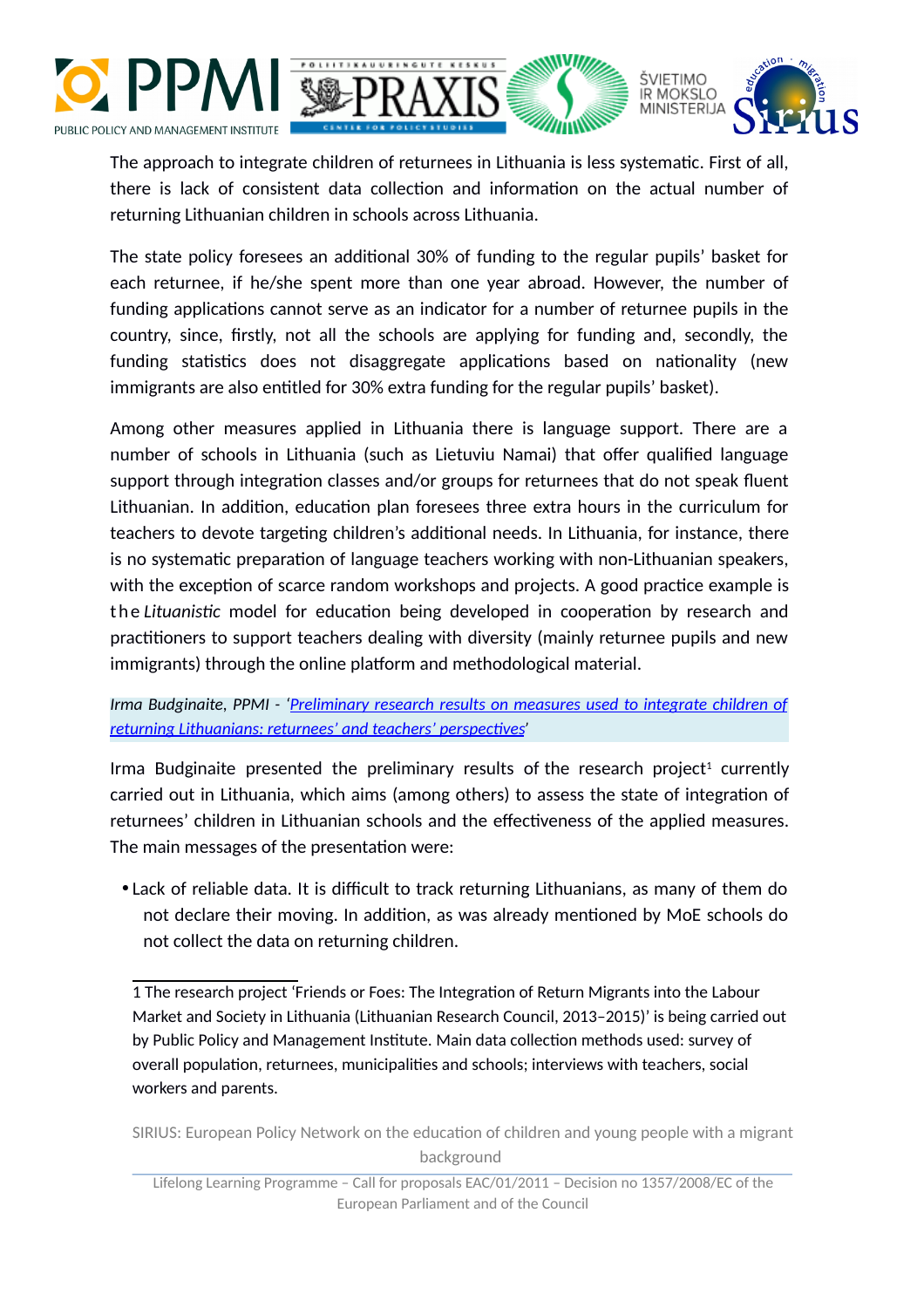The approach to integrate children of returnees in Lithuania is less systematic. First of all, there is lack of consistent data collection and information on the actual number of returning Lithuanian children in schools across Lithuania.

The state policy foresees an additional 30% of funding to the regular pupils' basket for each returnee, if he/she spent more than one year abroad. However, the number of funding applications cannot serve as an indicator for a number of returnee pupils in the country, since, firstly, not all the schools are applying for funding and, secondly, the funding statistics does not disaggregate applications based on nationality (new immigrants are also entitled for 30% extra funding for the regular pupils' basket).

Among other measures applied in Lithuania there is language support. There are a number of schools in Lithuania (such as Lietuviu Namai) that offer qualified language support through integration classes and/or groups for returnees that do not speak fluent Lithuanian. In addition, education plan foresees three extra hours in the curriculum for teachers to devote targeting children's additional needs. In Lithuania, for instance, there is no systematic preparation of language teachers working with non-Lithuanian speakers, with the exception of scarce random workshops and projects. A good practice example is the *Lituanistic* model for education being developed in cooperation by research and practitioners to support teachers dealing with diversity (mainly returnee pupils and new immigrants) through the online platform and methodological material.

*Irma Budginaite, PPMI - '[Preliminary research results on measures used to integrate children of returning Lithuanians: returnees' and teachers' perspectives]'*

Irma Budginaite presented the preliminary results of the research project[1] currently carried out in Lithuania, which aims (among others) to assess the state of integration of returnees' children in Lithuanian schools and the effectiveness of the applied measures. The main messages of the presentation were:

- Lack of reliable data. It is difficult to track returning Lithuanians, as many of them do not declare their moving. In addition, as was already mentioned by MoE schools do not collect the data on returning children.

---

1 The research project 'Friends or Foes: The Integration of Return Migrants into the Labour Market and Society in Lithuania (Lithuanian Research Council, 2013–2015)' is being carried out by Public Policy and Management Institute. Main data collection methods used: survey of overall population, returnees, municipalities and schools; interviews with teachers, social workers and parents.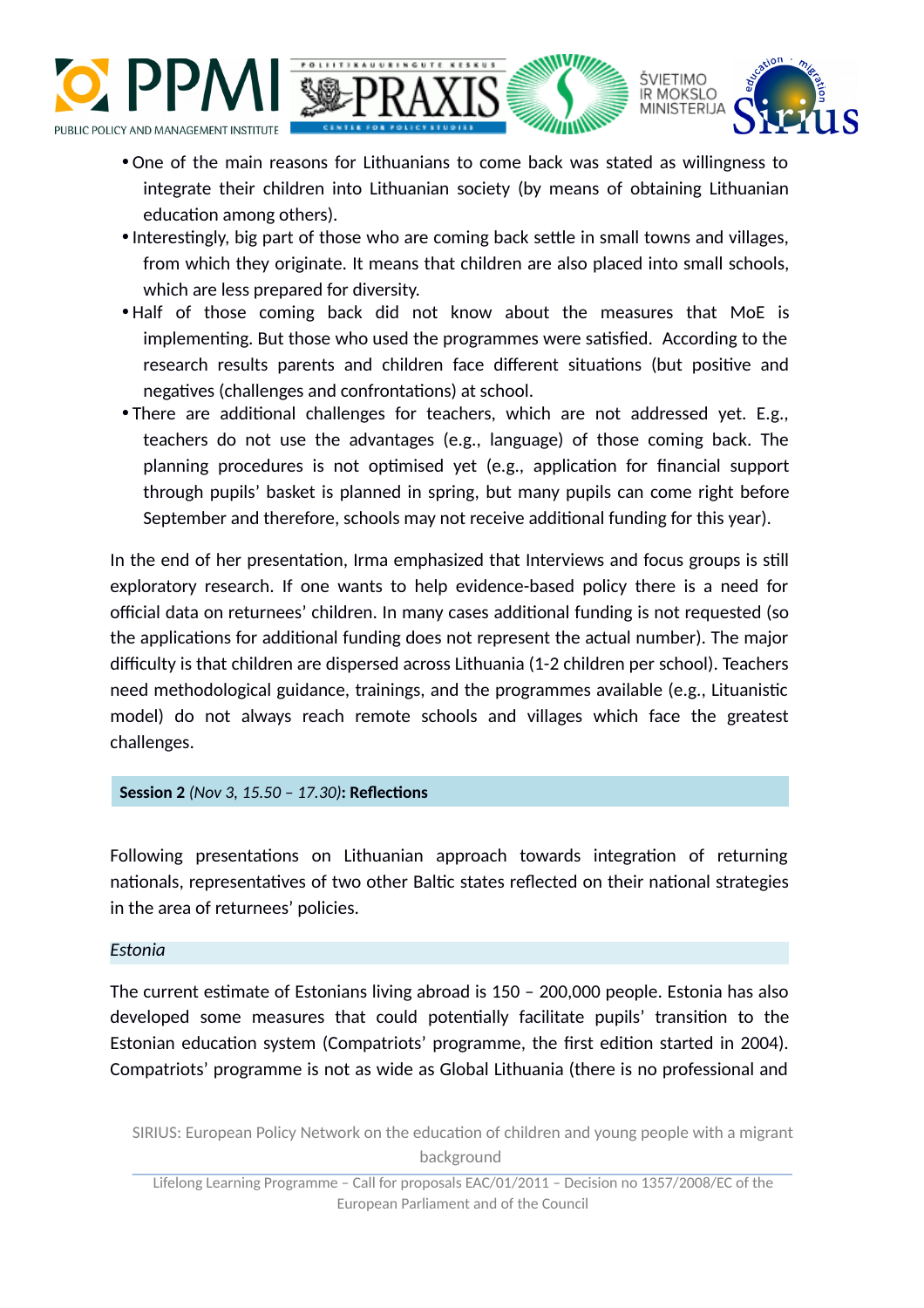- One of the main reasons for Lithuanians to come back was stated as willingness to integrate their children into Lithuanian society (by means of obtaining Lithuanian education among others).
- Interestingly, big part of those who are coming back settle in small towns and villages, from which they originate. It means that children are also placed into small schools, which are less prepared for diversity.
- Half of those coming back did not know about the measures that MoE is implementing. But those who used the programmes were satisfied. According to the research results parents and children face different situations (but positive and negatives (challenges and confrontations) at school.
- There are additional challenges for teachers, which are not addressed yet. E.g., teachers do not use the advantages (e.g., language) of those coming back. The planning procedures is not optimised yet (e.g., application for financial support through pupils' basket is planned in spring, but many pupils can come right before September and therefore, schools may not receive additional funding for this year).

In the end of her presentation, Irma emphasized that Interviews and focus groups is still exploratory research. If one wants to help evidence-based policy there is a need for official data on returnees' children. In many cases additional funding is not requested (so the applications for additional funding does not represent the actual number). The major difficulty is that children are dispersed across Lithuania (1-2 children per school). Teachers need methodological guidance, trainings, and the programmes available (e.g., Lituanistic model) do not always reach remote schools and villages which face the greatest challenges.

## **Session 2** *(Nov 3, 15.50 – 17.30)*: **Reflections**

Following presentations on Lithuanian approach towards integration of returning nationals, representatives of two other Baltic states reflected on their national strategies in the area of returnees' policies.

### *Estonia*

The current estimate of Estonians living abroad is 150 – 200,000 people. Estonia has also developed some measures that could potentially facilitate pupils' transition to the Estonian education system (Compatriots' programme, the first edition started in 2004). Compatriots' programme is not as wide as Global Lithuania (there is no professional and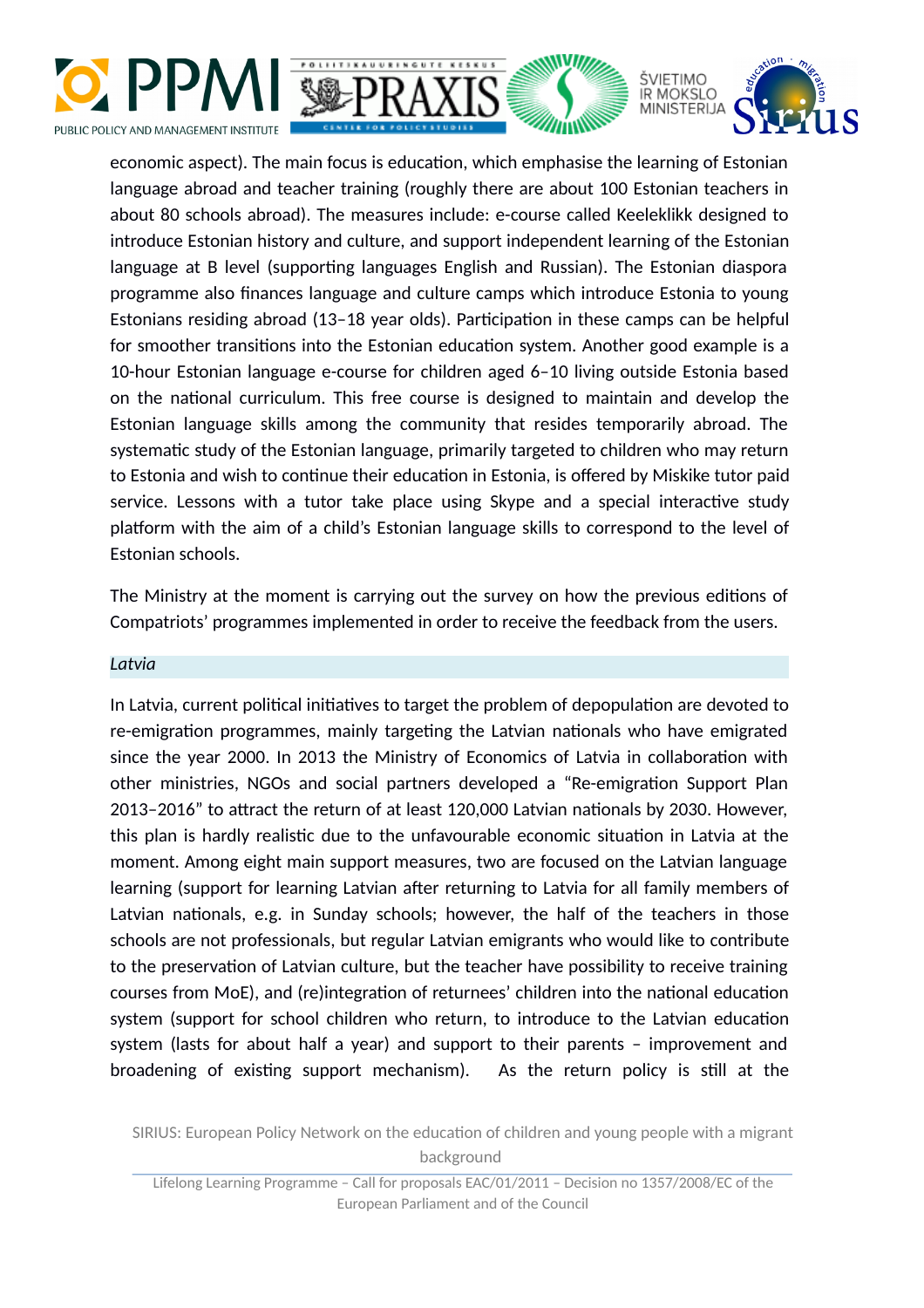economic aspect). The main focus is education, which emphasise the learning of Estonian language abroad and teacher training (roughly there are about 100 Estonian teachers in about 80 schools abroad). The measures include: e-course called Keeleklikk designed to introduce Estonian history and culture, and support independent learning of the Estonian language at B level (supporting languages English and Russian). The Estonian diaspora programme also finances language and culture camps which introduce Estonia to young Estonians residing abroad (13–18 year olds). Participation in these camps can be helpful for smoother transitions into the Estonian education system. Another good example is a 10-hour Estonian language e-course for children aged 6–10 living outside Estonia based on the national curriculum. This free course is designed to maintain and develop the Estonian language skills among the community that resides temporarily abroad. The systematic study of the Estonian language, primarily targeted to children who may return to Estonia and wish to continue their education in Estonia, is offered by Miskike tutor paid service. Lessons with a tutor take place using Skype and a special interactive study platform with the aim of a child's Estonian language skills to correspond to the level of Estonian schools.

The Ministry at the moment is carrying out the survey on how the previous editions of Compatriots' programmes implemented in order to receive the feedback from the users.

*Latvia*

In Latvia, current political initiatives to target the problem of depopulation are devoted to re-emigration programmes, mainly targeting the Latvian nationals who have emigrated since the year 2000. In 2013 the Ministry of Economics of Latvia in collaboration with other ministries, NGOs and social partners developed a "Re-emigration Support Plan 2013–2016" to attract the return of at least 120,000 Latvian nationals by 2030. However, this plan is hardly realistic due to the unfavourable economic situation in Latvia at the moment. Among eight main support measures, two are focused on the Latvian language learning (support for learning Latvian after returning to Latvia for all family members of Latvian nationals, e.g. in Sunday schools; however, the half of the teachers in those schools are not professionals, but regular Latvian emigrants who would like to contribute to the preservation of Latvian culture, but the teacher have possibility to receive training courses from MoE), and (re)integration of returnees' children into the national education system (support for school children who return, to introduce to the Latvian education system (lasts for about half a year) and support to their parents – improvement and broadening of existing support mechanism). As the return policy is still at the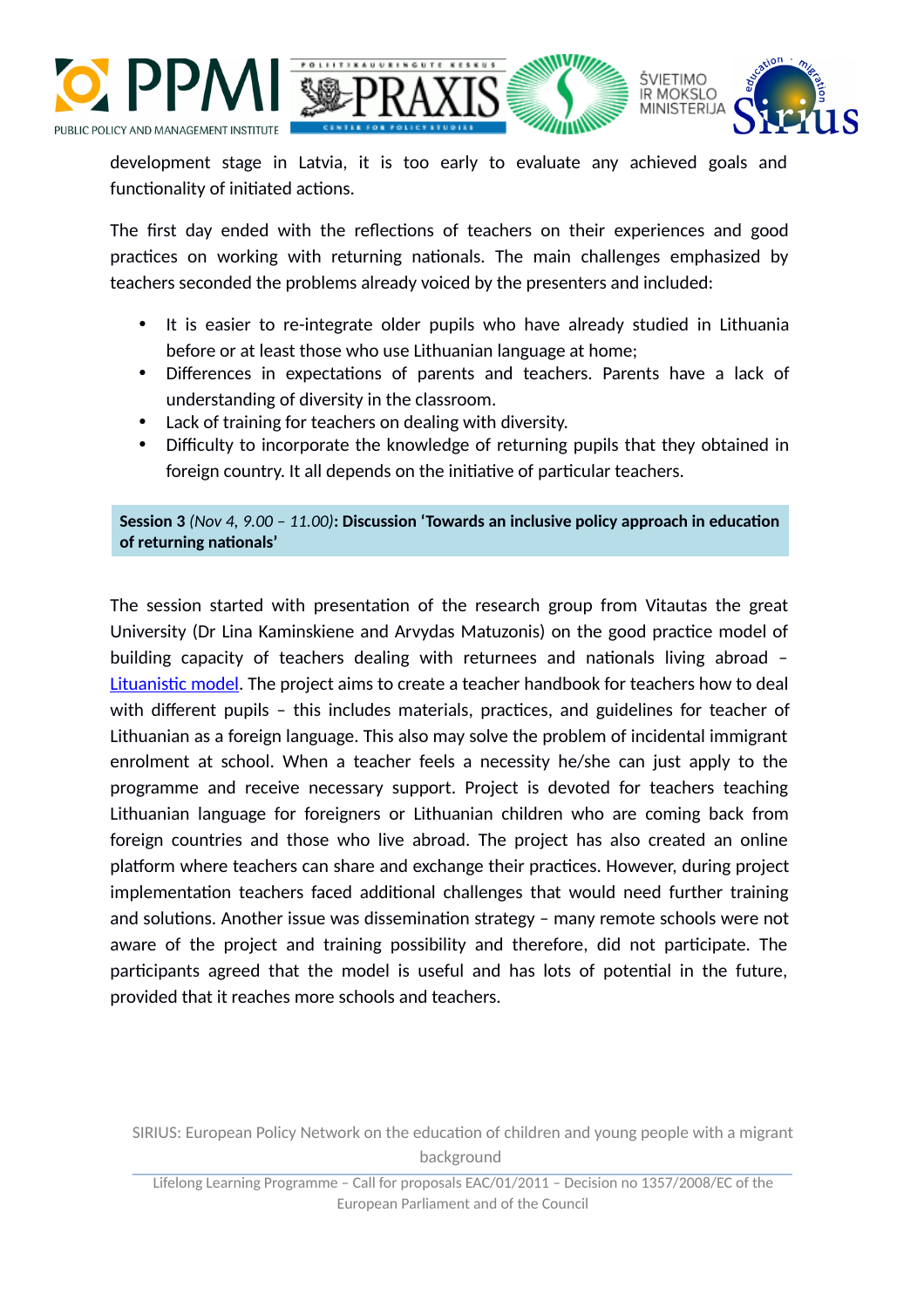development stage in Latvia, it is too early to evaluate any achieved goals and functionality of initiated actions.

The first day ended with the reflections of teachers on their experiences and good practices on working with returning nationals. The main challenges emphasized by teachers seconded the problems already voiced by the presenters and included:

- It is easier to re-integrate older pupils who have already studied in Lithuania before or at least those who use Lithuanian language at home;
- Differences in expectations of parents and teachers. Parents have a lack of understanding of diversity in the classroom.
- Lack of training for teachers on dealing with diversity.
- Difficulty to incorporate the knowledge of returning pupils that they obtained in foreign country. It all depends on the initiative of particular teachers.

**Session 3** *(Nov 4, 9.00 – 11.00)*: **Discussion 'Towards an inclusive policy approach in education of returning nationals'**

The session started with presentation of the research group from Vitautas the great University (Dr Lina Kaminskiene and Arvydas Matuzonis) on the good practice model of building capacity of teachers dealing with returnees and nationals living abroad – Lituanistic model. The project aims to create a teacher handbook for teachers how to deal with different pupils – this includes materials, practices, and guidelines for teacher of Lithuanian as a foreign language. This also may solve the problem of incidental immigrant enrolment at school. When a teacher feels a necessity he/she can just apply to the programme and receive necessary support. Project is devoted for teachers teaching Lithuanian language for foreigners or Lithuanian children who are coming back from foreign countries and those who live abroad. The project has also created an online platform where teachers can share and exchange their practices. However, during project implementation teachers faced additional challenges that would need further training and solutions. Another issue was dissemination strategy – many remote schools were not aware of the project and training possibility and therefore, did not participate. The participants agreed that the model is useful and has lots of potential in the future, provided that it reaches more schools and teachers.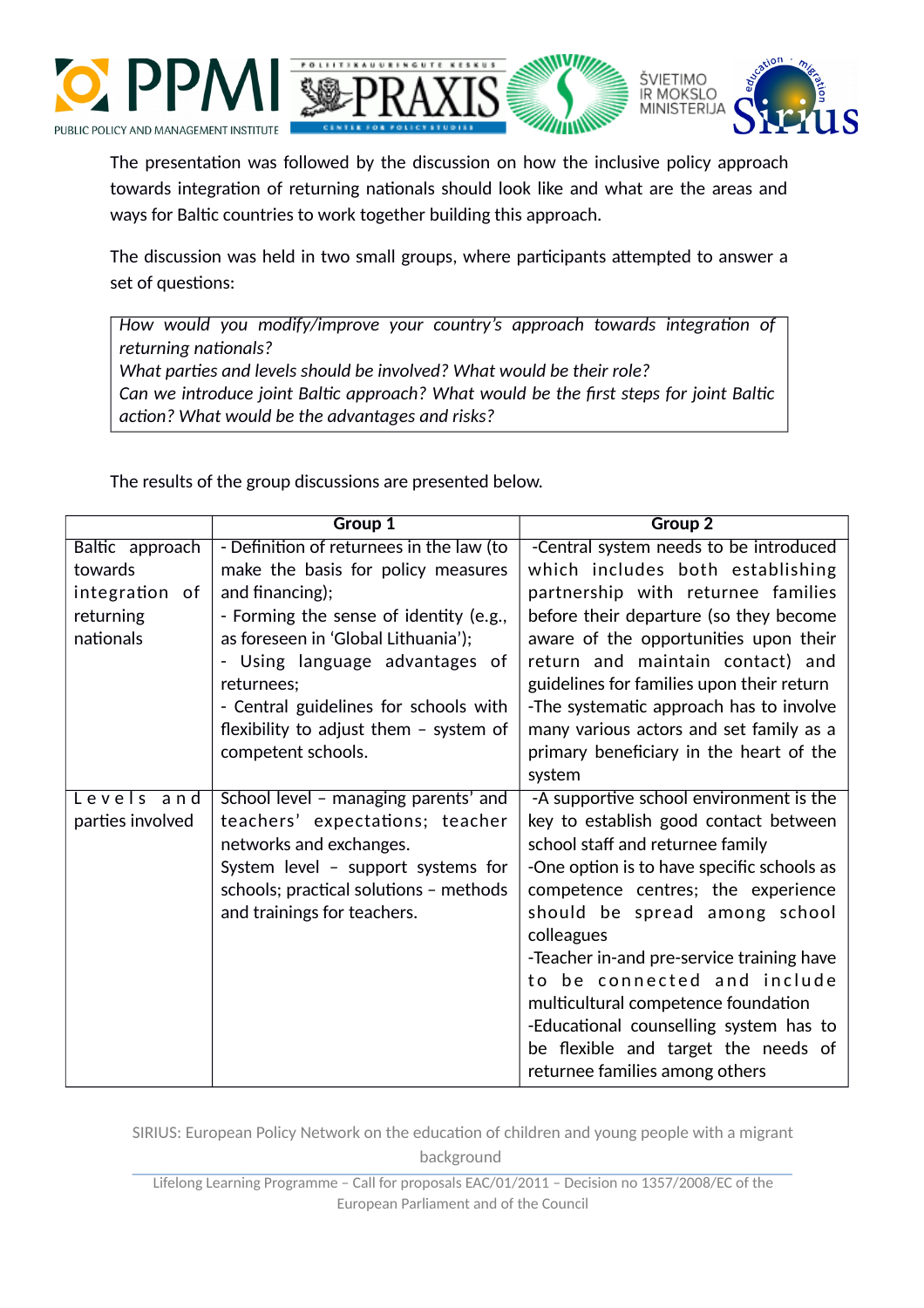The presentation was followed by the discussion on how the inclusive policy approach towards integration of returning nationals should look like and what are the areas and ways for Baltic countries to work together building this approach.

The discussion was held in two small groups, where participants attempted to answer a set of questions:

> *How would you modify/improve your country's approach towards integration of returning nationals?*
> *What parties and levels should be involved? What would be their role?*
> *Can we introduce joint Baltic approach? What would be the first steps for joint Baltic action? What would be the advantages and risks?*

The results of the group discussions are presented below.

| | Group 1 | Group 2 |
|---|---|---|
| Baltic approach towards integration of returning nationals | - Definition of returnees in the law (to make the basis for policy measures and financing);<br>- Forming the sense of identity (e.g., as foreseen in 'Global Lithuania');<br>- Using language advantages of returnees;<br>- Central guidelines for schools with flexibility to adjust them – system of competent schools. | -Central system needs to be introduced which includes both establishing partnership with returnee families before their departure (so they become aware of the opportunities upon their return and maintain contact) and guidelines for families upon their return<br>-The systematic approach has to involve many various actors and set family as a primary beneficiary in the heart of the system |
| Levels and parties involved | School level – managing parents' and teachers' expectations; teacher networks and exchanges.<br>System level – support systems for schools; practical solutions – methods and trainings for teachers. | -A supportive school environment is the key to establish good contact between school staff and returnee family<br>-One option is to have specific schools as competence centres; the experience should be spread among school colleagues<br>-Teacher in-and pre-service training have to be connected and include multicultural competence foundation<br>-Educational counselling system has to be flexible and target the needs of returnee families among others |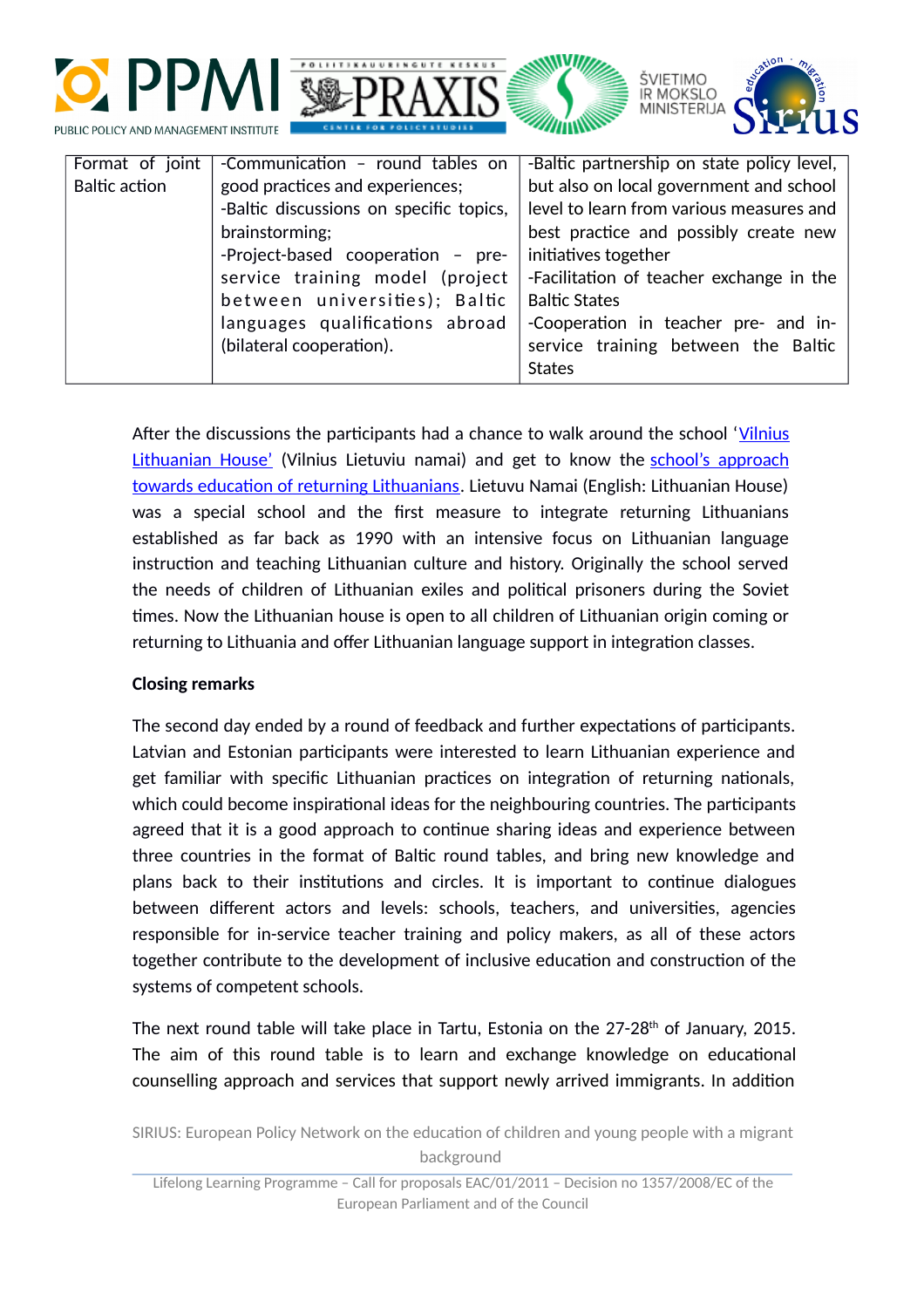| Format of joint Baltic action | -Communication – round tables on good practices and experiences;<br>-Baltic discussions on specific topics, brainstorming;<br>-Project-based cooperation – pre-service training model (project between universities); Baltic languages qualifications abroad (bilateral cooperation). | -Baltic partnership on state policy level, but also on local government and school level to learn from various measures and best practice and possibly create new initiatives together<br>-Facilitation of teacher exchange in the Baltic States<br>-Cooperation in teacher pre- and in-service training between the Baltic States |
|---|---|---|

After the discussions the participants had a chance to walk around the school 'Vilnius Lithuanian House' (Vilnius Lietuviu namai) and get to know the school's approach towards education of returning Lithuanians. Lietuvu Namai (English: Lithuanian House) was a special school and the first measure to integrate returning Lithuanians established as far back as 1990 with an intensive focus on Lithuanian language instruction and teaching Lithuanian culture and history. Originally the school served the needs of children of Lithuanian exiles and political prisoners during the Soviet times. Now the Lithuanian house is open to all children of Lithuanian origin coming or returning to Lithuania and offer Lithuanian language support in integration classes.

**Closing remarks**

The second day ended by a round of feedback and further expectations of participants. Latvian and Estonian participants were interested to learn Lithuanian experience and get familiar with specific Lithuanian practices on integration of returning nationals, which could become inspirational ideas for the neighbouring countries. The participants agreed that it is a good approach to continue sharing ideas and experience between three countries in the format of Baltic round tables, and bring new knowledge and plans back to their institutions and circles. It is important to continue dialogues between different actors and levels: schools, teachers, and universities, agencies responsible for in-service teacher training and policy makers, as all of these actors together contribute to the development of inclusive education and construction of the systems of competent schools.

The next round table will take place in Tartu, Estonia on the 27-28th of January, 2015. The aim of this round table is to learn and exchange knowledge on educational counselling approach and services that support newly arrived immigrants. In addition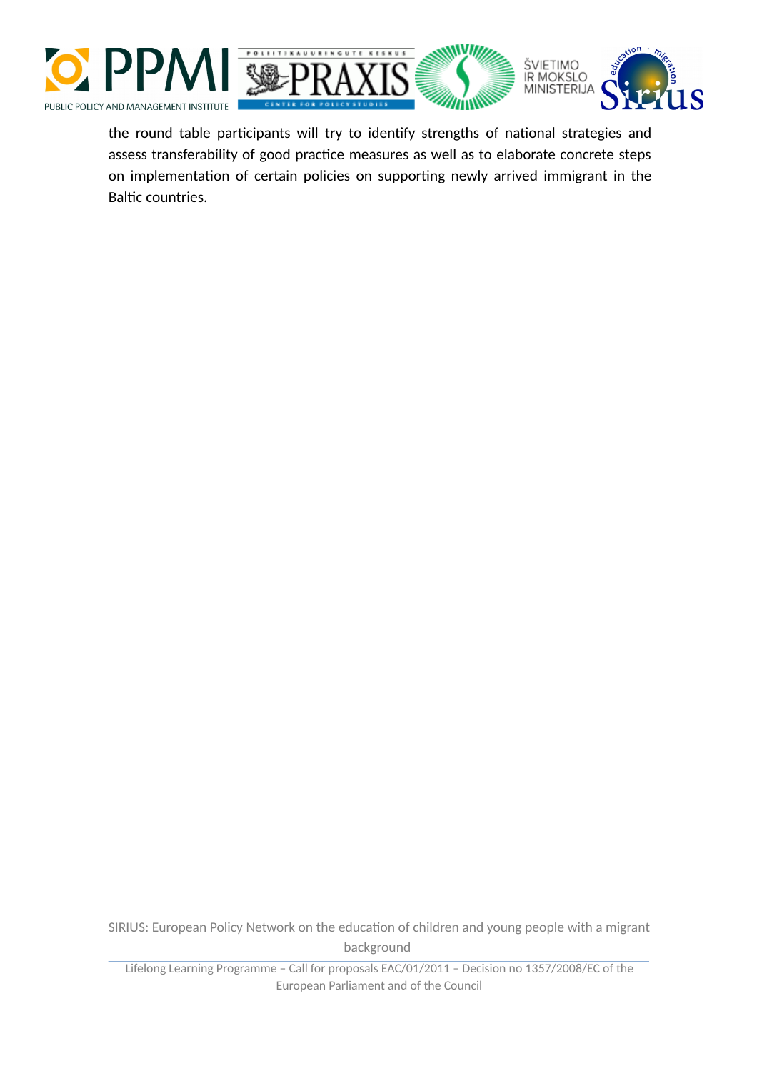the round table participants will try to identify strengths of national strategies and assess transferability of good practice measures as well as to elaborate concrete steps on implementation of certain policies on supporting newly arrived immigrant in the Baltic countries.